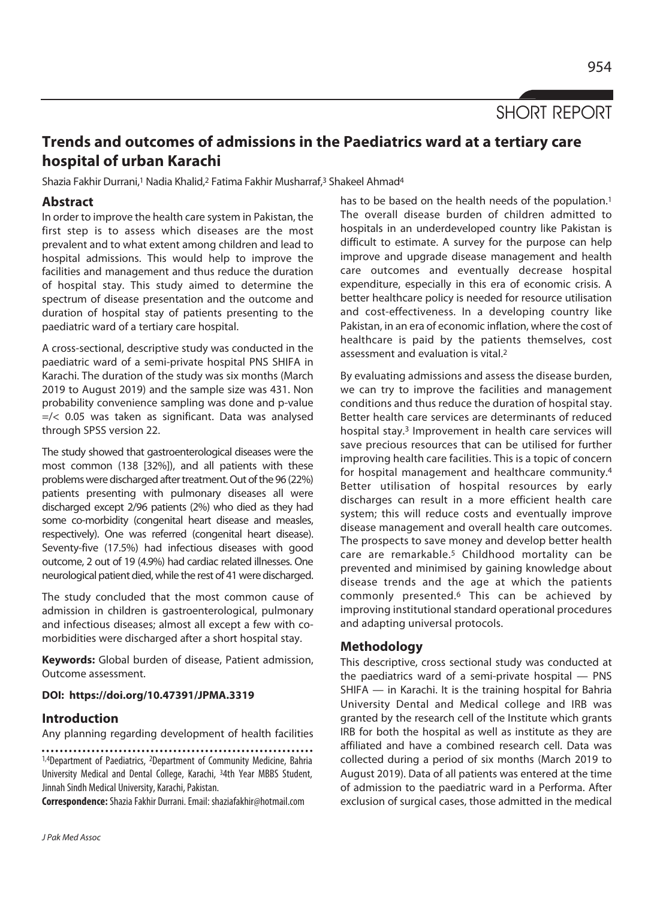SHORT REPORT

# Trends and outcomes of admissions in the Paediatrics ward at a tertiary care hospital of urban Karachi

Shazia Fakhir Durrani,[1] Nadia Khalid,[2] Fatima Fakhir Musharraf,[3] Shakeel Ahmad[4]

## Abstract

In order to improve the health care system in Pakistan, the first step is to assess which diseases are the most prevalent and to what extent among children and lead to hospital admissions. This would help to improve the facilities and management and thus reduce the duration of hospital stay. This study aimed to determine the spectrum of disease presentation and the outcome and duration of hospital stay of patients presenting to the paediatric ward of a tertiary care hospital.

A cross-sectional, descriptive study was conducted in the paediatric ward of a semi-private hospital PNS SHIFA in Karachi. The duration of the study was six months (March 2019 to August 2019) and the sample size was 431. Non probability convenience sampling was done and p-value =/< 0.05 was taken as significant. Data was analysed through SPSS version 22.

The study showed that gastroenterological diseases were the most common (138 [32%]), and all patients with these problems were discharged after treatment. Out of the 96 (22%) patients presenting with pulmonary diseases all were discharged except 2/96 patients (2%) who died as they had some co-morbidity (congenital heart disease and measles, respectively). One was referred (congenital heart disease). Seventy-five (17.5%) had infectious diseases with good outcome, 2 out of 19 (4.9%) had cardiac related illnesses. One neurological patient died, while the rest of 41 were discharged.

The study concluded that the most common cause of admission in children is gastroenterological, pulmonary and infectious diseases; almost all except a few with co-morbidities were discharged after a short hospital stay.

**Keywords:** Global burden of disease, Patient admission, Outcome assessment.

**DOI: https://doi.org/10.47391/JPMA.3319**

## Introduction

Any planning regarding development of health facilities has to be based on the health needs of the population.[1] The overall disease burden of children admitted to hospitals in an underdeveloped country like Pakistan is difficult to estimate. A survey for the purpose can help improve and upgrade disease management and health care outcomes and eventually decrease hospital expenditure, especially in this era of economic crisis. A better healthcare policy is needed for resource utilisation and cost-effectiveness. In a developing country like Pakistan, in an era of economic inflation, where the cost of healthcare is paid by the patients themselves, cost assessment and evaluation is vital.[2]

By evaluating admissions and assess the disease burden, we can try to improve the facilities and management conditions and thus reduce the duration of hospital stay. Better health care services are determinants of reduced hospital stay.[3] Improvement in health care services will save precious resources that can be utilised for further improving health care facilities. This is a topic of concern for hospital management and healthcare community.[4] Better utilisation of hospital resources by early discharges can result in a more efficient health care system; this will reduce costs and eventually improve disease management and overall health care outcomes. The prospects to save money and develop better health care are remarkable.[5] Childhood mortality can be prevented and minimised by gaining knowledge about disease trends and the age at which the patients commonly presented.[6] This can be achieved by improving institutional standard operational procedures and adapting universal protocols.

## Methodology

This descriptive, cross sectional study was conducted at the paediatrics ward of a semi-private hospital — PNS SHIFA — in Karachi. It is the training hospital for Bahria University Dental and Medical college and IRB was granted by the research cell of the Institute which grants IRB for both the hospital as well as institute as they are affiliated and have a combined research cell. Data was collected during a period of six months (March 2019 to August 2019). Data of all patients was entered at the time of admission to the paediatric ward in a Performa. After exclusion of surgical cases, those admitted in the medical

[1,4]Department of Paediatrics, [2]Department of Community Medicine, Bahria University Medical and Dental College, Karachi, [3]4th Year MBBS Student, Jinnah Sindh Medical University, Karachi, Pakistan.

**Correspondence:** Shazia Fakhir Durrani. Email: shaziafakhir@hotmail.com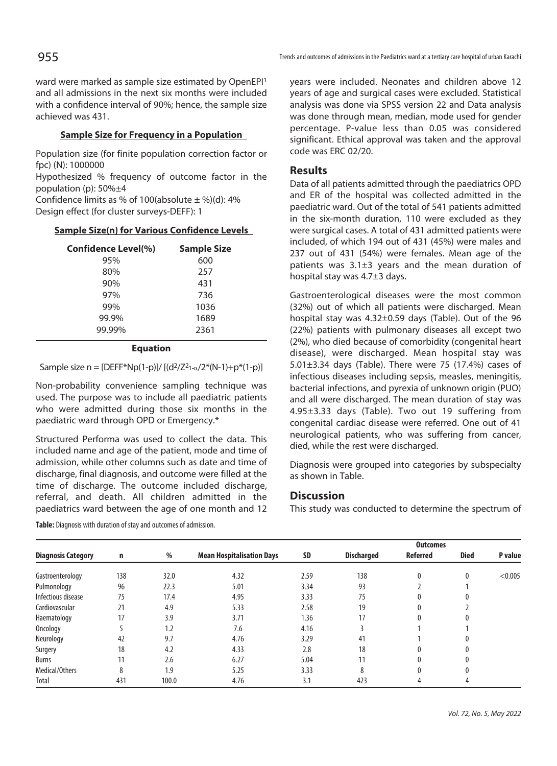ward were marked as sample size estimated by OpenEPI[1] and all admissions in the next six months were included with a confidence interval of 90%; hence, the sample size achieved was 431.

**Sample Size for Frequency in a Population**

Population size (for finite population correction factor or fpc) (N): 1000000

Hypothesized % frequency of outcome factor in the population (p): 50%±4

Confidence limits as % of 100(absolute ± %)(d): 4%

Design effect (for cluster surveys-DEFF): 1

**Sample Size(n) for Various Confidence Levels**

| Confidence Level(%) | Sample Size |
|---|---|
| 95% | 600 |
| 80% | 257 |
| 90% | 431 |
| 97% | 736 |
| 99% | 1036 |
| 99.9% | 1689 |
| 99.99% | 2361 |

**Equation**

Sample size $n = [DEFF*Np(1-p)]/ [(d^2/Z^2_{1-\alpha/2}*(N-1)+p*(1-p)]$

Non-probability convenience sampling technique was used. The purpose was to include all paediatric patients who were admitted during those six months in the paediatric ward through OPD or Emergency.*

Structured Performa was used to collect the data. This included name and age of the patient, mode and time of admission, while other columns such as date and time of discharge, final diagnosis, and outcome were filled at the time of discharge. The outcome included discharge, referral, and death. All children admitted in the paediatrics ward between the age of one month and 12 years were included. Neonates and children above 12 years of age and surgical cases were excluded. Statistical analysis was done via SPSS version 22 and Data analysis was done through mean, median, mode used for gender percentage. P-value less than 0.05 was considered significant. Ethical approval was taken and the approval code was ERC 02/20.

## Results

Data of all patients admitted through the paediatrics OPD and ER of the hospital was collected admitted in the paediatric ward. Out of the total of 541 patients admitted in the six-month duration, 110 were excluded as they were surgical cases. A total of 431 admitted patients were included, of which 194 out of 431 (45%) were males and 237 out of 431 (54%) were females. Mean age of the patients was 3.1±3 years and the mean duration of hospital stay was 4.7±3 days.

Gastroenterological diseases were the most common (32%) out of which all patients were discharged. Mean hospital stay was 4.32±0.59 days (Table). Out of the 96 (22%) patients with pulmonary diseases all except two (2%), who died because of comorbidity (congenital heart disease), were discharged. Mean hospital stay was 5.01±3.34 days (Table). There were 75 (17.4%) cases of infectious diseases including sepsis, measles, meningitis, bacterial infections, and pyrexia of unknown origin (PUO) and all were discharged. The mean duration of stay was 4.95±3.33 days (Table). Two out 19 suffering from congenital cardiac disease were referred. One out of 41 neurological patients, who was suffering from cancer, died, while the rest were discharged.

Diagnosis were grouped into categories by subspecialty as shown in Table.

## Discussion

This study was conducted to determine the spectrum of

**Table:** Diagnosis with duration of stay and outcomes of admission.

| Diagnosis Category | n | % | Mean Hospitalisation Days | SD | Outcomes | | | P value |
|---|---|---|---|---|---|---|---|---|
| | | | | | Discharged | Referred | Died | |
| Gastroenterology | 138 | 32.0 | 4.32 | 2.59 | 138 | 0 | 0 | <0.005 |
| Pulmonology | 96 | 22.3 | 5.01 | 3.34 | 93 | 2 | 1 | |
| Infectious disease | 75 | 17.4 | 4.95 | 3.33 | 75 | 0 | 0 | |
| Cardiovascular | 21 | 4.9 | 5.33 | 2.58 | 19 | 0 | 2 | |
| Haematology | 17 | 3.9 | 3.71 | 1.36 | 17 | 0 | 0 | |
| Oncology | 5 | 1.2 | 7.6 | 4.16 | 3 | 1 | 1 | |
| Neurology | 42 | 9.7 | 4.76 | 3.29 | 41 | 1 | 0 | |
| Surgery | 18 | 4.2 | 4.33 | 2.8 | 18 | 0 | 0 | |
| Burns | 11 | 2.6 | 6.27 | 5.04 | 11 | 0 | 0 | |
| Medical/Others | 8 | 1.9 | 5.25 | 3.33 | 8 | 0 | 0 | |
| Total | 431 | 100.0 | 4.76 | 3.1 | 423 | 4 | 4 | |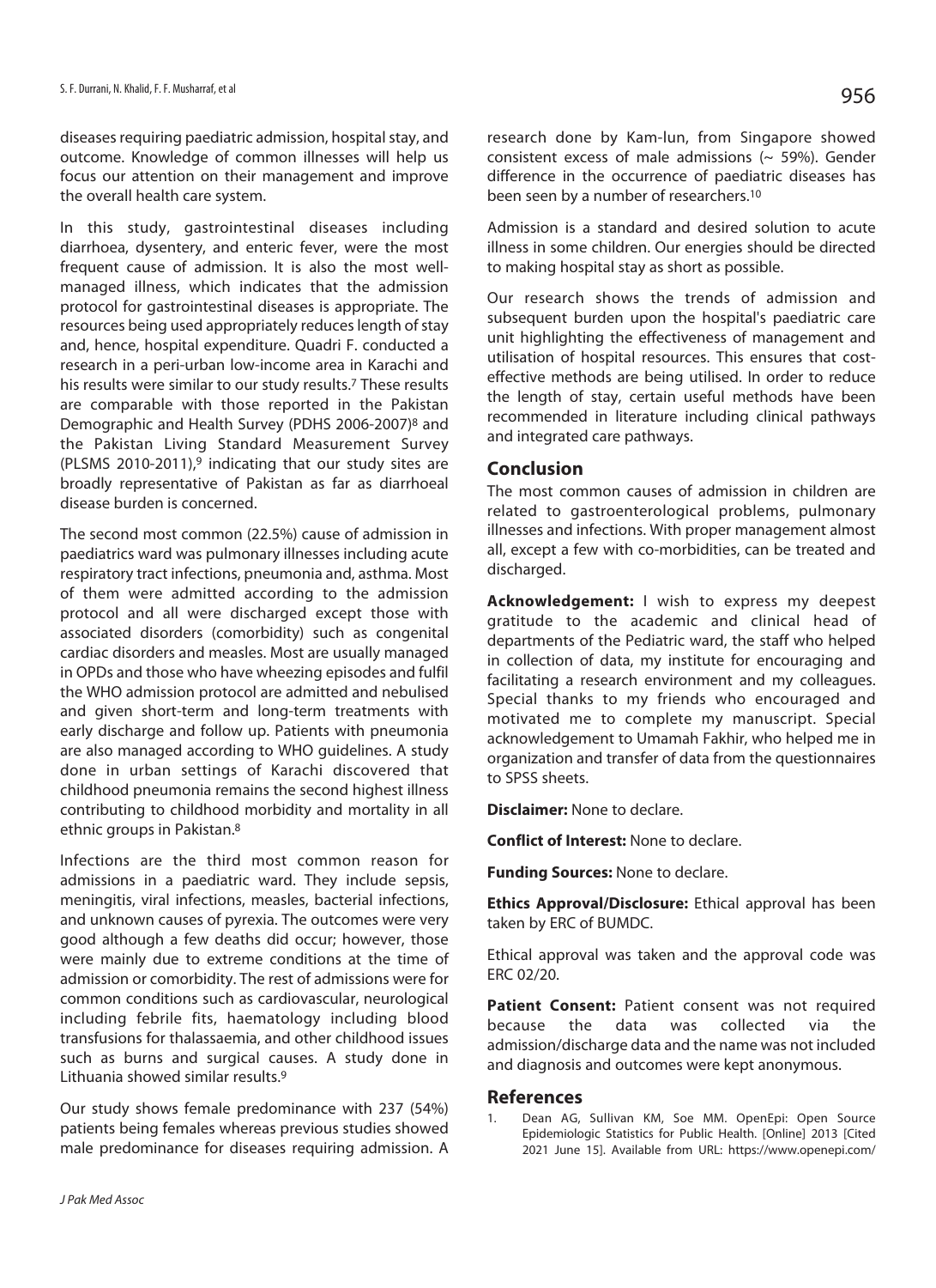diseases requiring paediatric admission, hospital stay, and outcome. Knowledge of common illnesses will help us focus our attention on their management and improve the overall health care system.

In this study, gastrointestinal diseases including diarrhoea, dysentery, and enteric fever, were the most frequent cause of admission. It is also the most well-managed illness, which indicates that the admission protocol for gastrointestinal diseases is appropriate. The resources being used appropriately reduces length of stay and, hence, hospital expenditure. Quadri F. conducted a research in a peri-urban low-income area in Karachi and his results were similar to our study results.[7] These results are comparable with those reported in the Pakistan Demographic and Health Survey (PDHS 2006-2007)[8] and the Pakistan Living Standard Measurement Survey (PLSMS 2010-2011),[9] indicating that our study sites are broadly representative of Pakistan as far as diarrhoeal disease burden is concerned.

The second most common (22.5%) cause of admission in paediatrics ward was pulmonary illnesses including acute respiratory tract infections, pneumonia and, asthma. Most of them were admitted according to the admission protocol and all were discharged except those with associated disorders (comorbidity) such as congenital cardiac disorders and measles. Most are usually managed in OPDs and those who have wheezing episodes and fulfil the WHO admission protocol are admitted and nebulised and given short-term and long-term treatments with early discharge and follow up. Patients with pneumonia are also managed according to WHO guidelines. A study done in urban settings of Karachi discovered that childhood pneumonia remains the second highest illness contributing to childhood morbidity and mortality in all ethnic groups in Pakistan.[8]

Infections are the third most common reason for admissions in a paediatric ward. They include sepsis, meningitis, viral infections, measles, bacterial infections, and unknown causes of pyrexia. The outcomes were very good although a few deaths did occur; however, those were mainly due to extreme conditions at the time of admission or comorbidity. The rest of admissions were for common conditions such as cardiovascular, neurological including febrile fits, haematology including blood transfusions for thalassaemia, and other childhood issues such as burns and surgical causes. A study done in Lithuania showed similar results.[9]

Our study shows female predominance with 237 (54%) patients being females whereas previous studies showed male predominance for diseases requiring admission. A research done by Kam-lun, from Singapore showed consistent excess of male admissions (~ 59%). Gender difference in the occurrence of paediatric diseases has been seen by a number of researchers.[10]

Admission is a standard and desired solution to acute illness in some children. Our energies should be directed to making hospital stay as short as possible.

Our research shows the trends of admission and subsequent burden upon the hospital's paediatric care unit highlighting the effectiveness of management and utilisation of hospital resources. This ensures that cost-effective methods are being utilised. In order to reduce the length of stay, certain useful methods have been recommended in literature including clinical pathways and integrated care pathways.

## Conclusion

The most common causes of admission in children are related to gastroenterological problems, pulmonary illnesses and infections. With proper management almost all, except a few with co-morbidities, can be treated and discharged.

**Acknowledgement:** I wish to express my deepest gratitude to the academic and clinical head of departments of the Pediatric ward, the staff who helped in collection of data, my institute for encouraging and facilitating a research environment and my colleagues. Special thanks to my friends who encouraged and motivated me to complete my manuscript. Special acknowledgement to Umamah Fakhir, who helped me in organization and transfer of data from the questionnaires to SPSS sheets.

**Disclaimer:** None to declare.

**Conflict of Interest:** None to declare.

**Funding Sources:** None to declare.

**Ethics Approval/Disclosure:** Ethical approval has been taken by ERC of BUMDC.

Ethical approval was taken and the approval code was ERC 02/20.

**Patient Consent:** Patient consent was not required because the data was collected via the admission/discharge data and the name was not included and diagnosis and outcomes were kept anonymous.

## References

1. Dean AG, Sullivan KM, Soe MM. OpenEpi: Open Source Epidemiologic Statistics for Public Health. [Online] 2013 [Cited 2021 June 15]. Available from URL: https://www.openepi.com/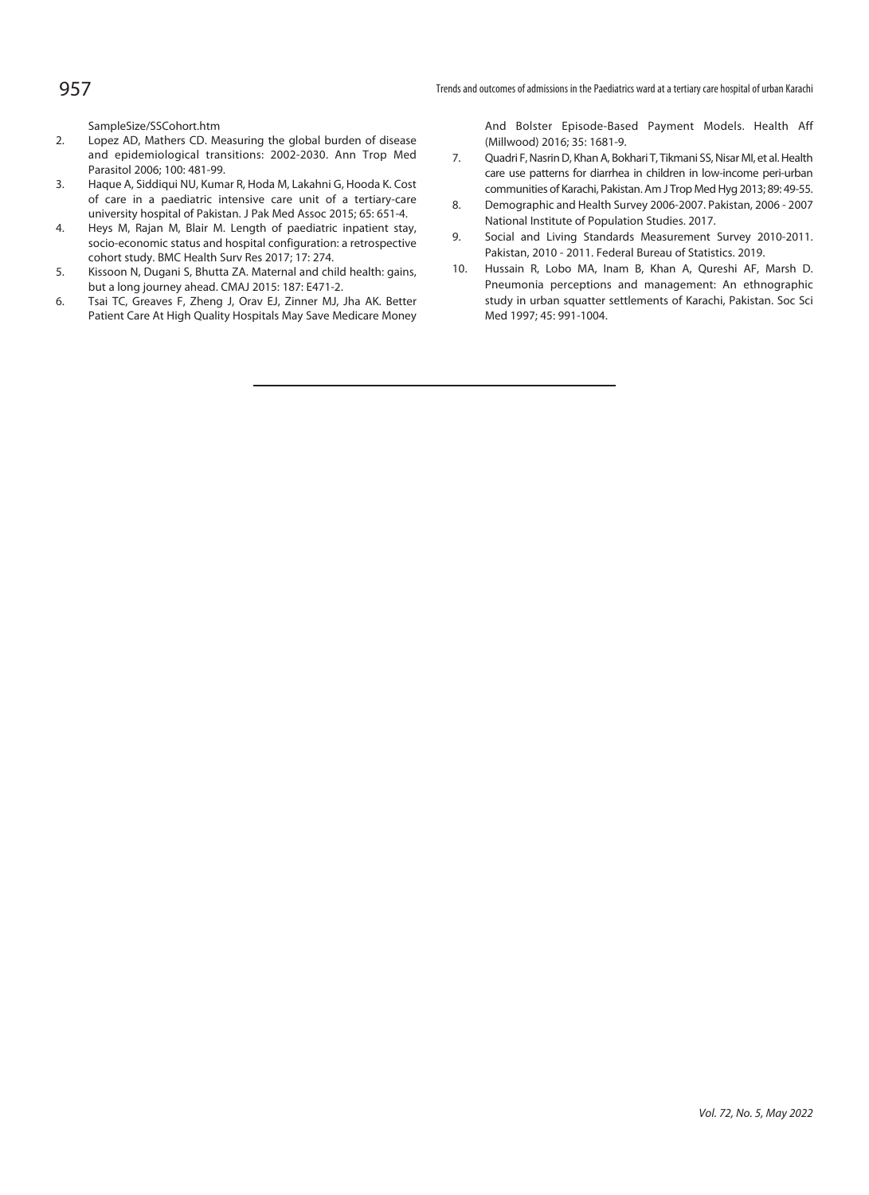SampleSize/SSCohort.htm

2. Lopez AD, Mathers CD. Measuring the global burden of disease and epidemiological transitions: 2002-2030. Ann Trop Med Parasitol 2006; 100: 481-99.
3. Haque A, Siddiqui NU, Kumar R, Hoda M, Lakahni G, Hooda K. Cost of care in a paediatric intensive care unit of a tertiary-care university hospital of Pakistan. J Pak Med Assoc 2015; 65: 651-4.
4. Heys M, Rajan M, Blair M. Length of paediatric inpatient stay, socio-economic status and hospital configuration: a retrospective cohort study. BMC Health Surv Res 2017; 17: 274.
5. Kissoon N, Dugani S, Bhutta ZA. Maternal and child health: gains, but a long journey ahead. CMAJ 2015: 187: E471-2.
6. Tsai TC, Greaves F, Zheng J, Orav EJ, Zinner MJ, Jha AK. Better Patient Care At High Quality Hospitals May Save Medicare Money And Bolster Episode-Based Payment Models. Health Aff (Millwood) 2016; 35: 1681-9.
7. Quadri F, Nasrin D, Khan A, Bokhari T, Tikmani SS, Nisar MI, et al. Health care use patterns for diarrhea in children in low-income peri-urban communities of Karachi, Pakistan. Am J Trop Med Hyg 2013; 89: 49-55.
8. Demographic and Health Survey 2006-2007. Pakistan, 2006 - 2007 National Institute of Population Studies. 2017.
9. Social and Living Standards Measurement Survey 2010-2011. Pakistan, 2010 - 2011. Federal Bureau of Statistics. 2019.
10. Hussain R, Lobo MA, Inam B, Khan A, Qureshi AF, Marsh D. Pneumonia perceptions and management: An ethnographic study in urban squatter settlements of Karachi, Pakistan. Soc Sci Med 1997; 45: 991-1004.